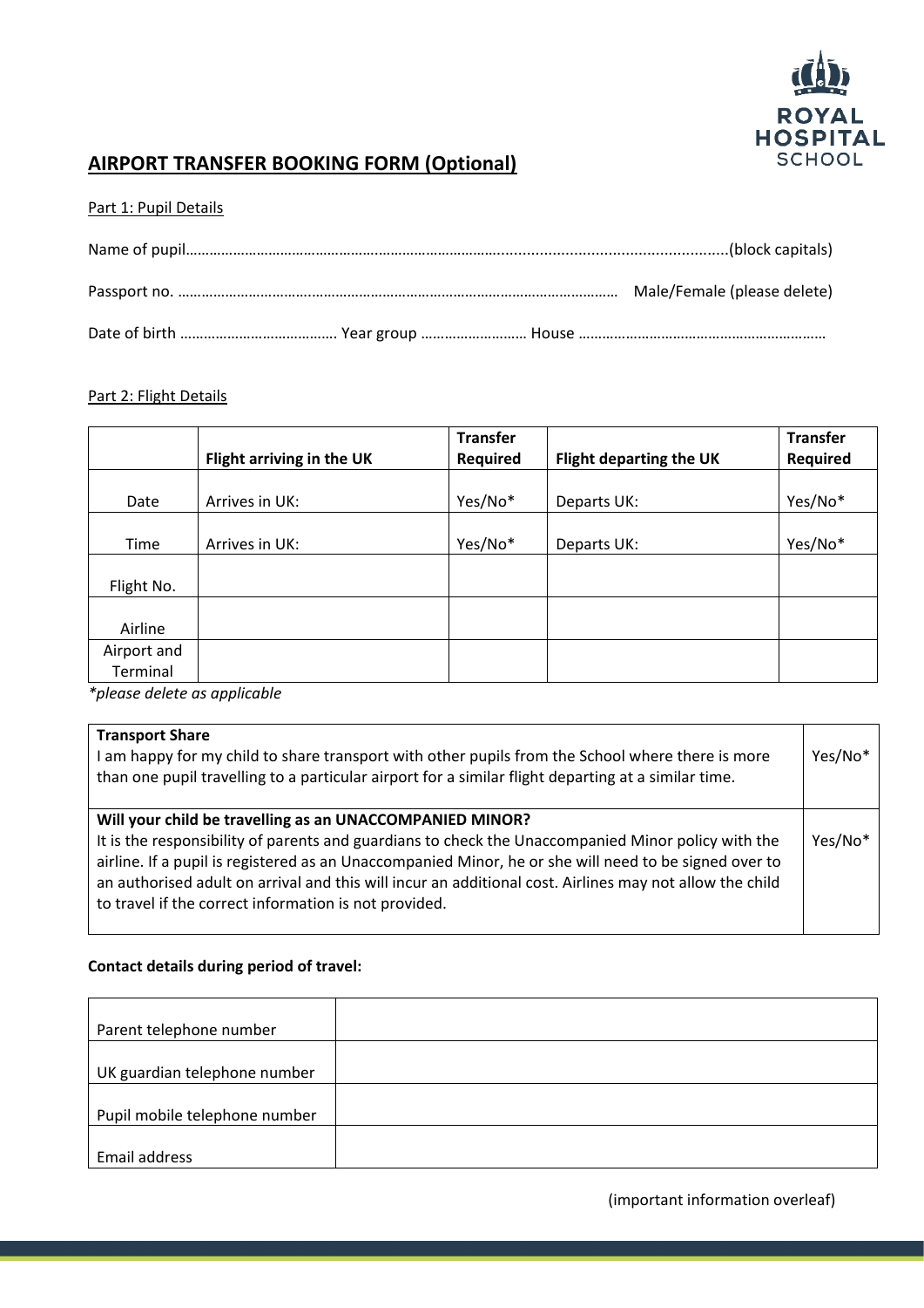ROYAL HOSPITAL SCHOOL

# AIRPORT TRANSFER BOOKING FORM (Optional)

Part 1: Pupil Details

Name of pupil……………………………………………………………………………………………………………………………(block capitals)

Passport no. ……………………………………………………………………………………………… Male/Female (please delete)

Date of birth …………………………………. Year group ……………………… House ………………………………………………………

Part 2: Flight Details

| | Flight arriving in the UK | Transfer Required | Flight departing the UK | Transfer Required |
|---|---|---|---|---|
| Date | Arrives in UK: | Yes/No* | Departs UK: | Yes/No* |
| Time | Arrives in UK: | Yes/No* | Departs UK: | Yes/No* |
| Flight No. | | | | |
| Airline | | | | |
| Airport and Terminal | | | | |

*please delete as applicable

| | |
|---|---|
| **Transport Share**<br>I am happy for my child to share transport with other pupils from the School where there is more than one pupil travelling to a particular airport for a similar flight departing at a similar time. | Yes/No* |
| **Will your child be travelling as an UNACCOMPANIED MINOR?**<br>It is the responsibility of parents and guardians to check the Unaccompanied Minor policy with the airline. If a pupil is registered as an Unaccompanied Minor, he or she will need to be signed over to an authorised adult on arrival and this will incur an additional cost. Airlines may not allow the child to travel if the correct information is not provided. | Yes/No* |

**Contact details during period of travel:**

| | |
|---|---|
| Parent telephone number | |
| UK guardian telephone number | |
| Pupil mobile telephone number | |
| Email address | |

(important information overleaf)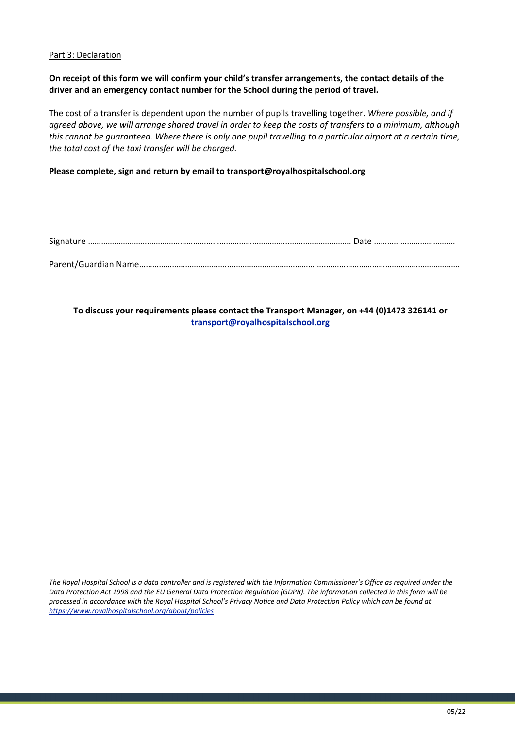Part 3: Declaration

**On receipt of this form we will confirm your child's transfer arrangements, the contact details of the driver and an emergency contact number for the School during the period of travel.**

The cost of a transfer is dependent upon the number of pupils travelling together. *Where possible, and if agreed above, we will arrange shared travel in order to keep the costs of transfers to a minimum, although this cannot be guaranteed. Where there is only one pupil travelling to a particular airport at a certain time, the total cost of the taxi transfer will be charged.*

**Please complete, sign and return by email to transport@royalhospitalschool.org**

Signature ………………………………………………………………………………………………………………. Date ……………………………….

Parent/Guardian Name…………………………………………………………………………………………………………………………………………….

**To discuss your requirements please contact the Transport Manager, on +44 (0)1473 326141 or [transport@royalhospitalschool.org](mailto:transport@royalhospitalschool.org)**

*The Royal Hospital School is a data controller and is registered with the Information Commissioner's Office as required under the Data Protection Act 1998 and the EU General Data Protection Regulation (GDPR). The information collected in this form will be processed in accordance with the Royal Hospital School's Privacy Notice and Data Protection Policy which can be found at [https://www.royalhospitalschool.org/about/policies](https://www.royalhospitalschool.org/about/policies)*

05/22